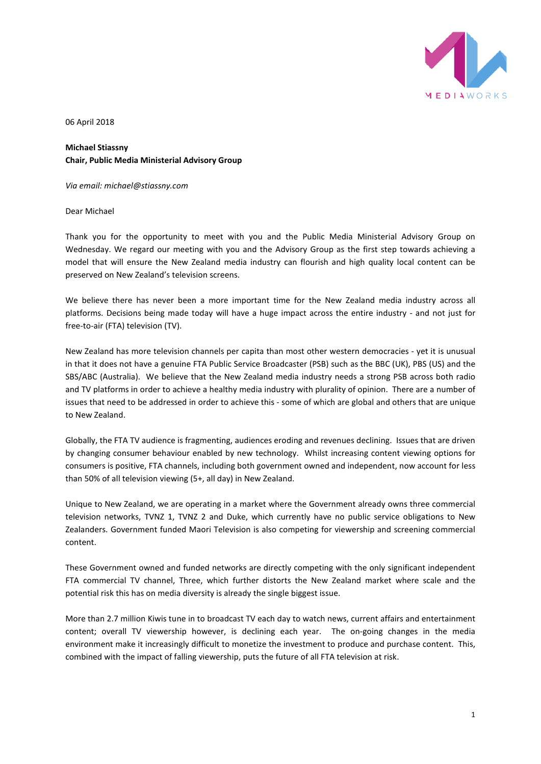06 April 2018

**Michael Stiassny**
**Chair, Public Media Ministerial Advisory Group**

*Via email: michael@stiassny.com*

Dear Michael

Thank you for the opportunity to meet with you and the Public Media Ministerial Advisory Group on Wednesday. We regard our meeting with you and the Advisory Group as the first step towards achieving a model that will ensure the New Zealand media industry can flourish and high quality local content can be preserved on New Zealand's television screens.

We believe there has never been a more important time for the New Zealand media industry across all platforms. Decisions being made today will have a huge impact across the entire industry - and not just for free-to-air (FTA) television (TV).

New Zealand has more television channels per capita than most other western democracies - yet it is unusual in that it does not have a genuine FTA Public Service Broadcaster (PSB) such as the BBC (UK), PBS (US) and the SBS/ABC (Australia). We believe that the New Zealand media industry needs a strong PSB across both radio and TV platforms in order to achieve a healthy media industry with plurality of opinion. There are a number of issues that need to be addressed in order to achieve this - some of which are global and others that are unique to New Zealand.

Globally, the FTA TV audience is fragmenting, audiences eroding and revenues declining. Issues that are driven by changing consumer behaviour enabled by new technology. Whilst increasing content viewing options for consumers is positive, FTA channels, including both government owned and independent, now account for less than 50% of all television viewing (5+, all day) in New Zealand.

Unique to New Zealand, we are operating in a market where the Government already owns three commercial television networks, TVNZ 1, TVNZ 2 and Duke, which currently have no public service obligations to New Zealanders. Government funded Maori Television is also competing for viewership and screening commercial content.

These Government owned and funded networks are directly competing with the only significant independent FTA commercial TV channel, Three, which further distorts the New Zealand market where scale and the potential risk this has on media diversity is already the single biggest issue.

More than 2.7 million Kiwis tune in to broadcast TV each day to watch news, current affairs and entertainment content; overall TV viewership however, is declining each year. The on-going changes in the media environment make it increasingly difficult to monetize the investment to produce and purchase content. This, combined with the impact of falling viewership, puts the future of all FTA television at risk.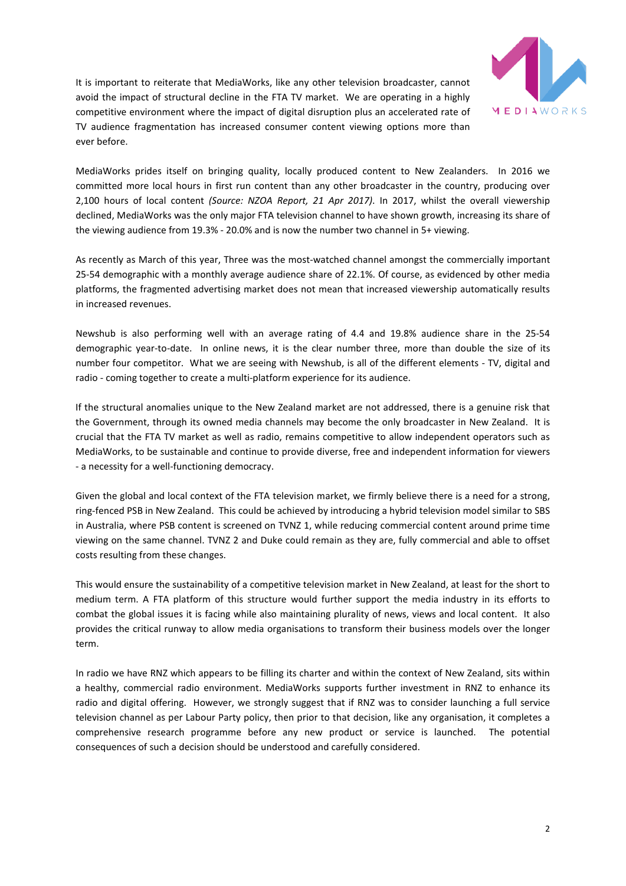It is important to reiterate that MediaWorks, like any other television broadcaster, cannot avoid the impact of structural decline in the FTA TV market. We are operating in a highly competitive environment where the impact of digital disruption plus an accelerated rate of TV audience fragmentation has increased consumer content viewing options more than ever before.

MediaWorks prides itself on bringing quality, locally produced content to New Zealanders. In 2016 we committed more local hours in first run content than any other broadcaster in the country, producing over 2,100 hours of local content *(Source: NZOA Report, 21 Apr 2017)*. In 2017, whilst the overall viewership declined, MediaWorks was the only major FTA television channel to have shown growth, increasing its share of the viewing audience from 19.3% - 20.0% and is now the number two channel in 5+ viewing.

As recently as March of this year, Three was the most-watched channel amongst the commercially important 25-54 demographic with a monthly average audience share of 22.1%. Of course, as evidenced by other media platforms, the fragmented advertising market does not mean that increased viewership automatically results in increased revenues.

Newshub is also performing well with an average rating of 4.4 and 19.8% audience share in the 25-54 demographic year-to-date. In online news, it is the clear number three, more than double the size of its number four competitor. What we are seeing with Newshub, is all of the different elements - TV, digital and radio - coming together to create a multi-platform experience for its audience.

If the structural anomalies unique to the New Zealand market are not addressed, there is a genuine risk that the Government, through its owned media channels may become the only broadcaster in New Zealand. It is crucial that the FTA TV market as well as radio, remains competitive to allow independent operators such as MediaWorks, to be sustainable and continue to provide diverse, free and independent information for viewers - a necessity for a well-functioning democracy.

Given the global and local context of the FTA television market, we firmly believe there is a need for a strong, ring-fenced PSB in New Zealand. This could be achieved by introducing a hybrid television model similar to SBS in Australia, where PSB content is screened on TVNZ 1, while reducing commercial content around prime time viewing on the same channel. TVNZ 2 and Duke could remain as they are, fully commercial and able to offset costs resulting from these changes.

This would ensure the sustainability of a competitive television market in New Zealand, at least for the short to medium term. A FTA platform of this structure would further support the media industry in its efforts to combat the global issues it is facing while also maintaining plurality of news, views and local content. It also provides the critical runway to allow media organisations to transform their business models over the longer term.

In radio we have RNZ which appears to be filling its charter and within the context of New Zealand, sits within a healthy, commercial radio environment. MediaWorks supports further investment in RNZ to enhance its radio and digital offering. However, we strongly suggest that if RNZ was to consider launching a full service television channel as per Labour Party policy, then prior to that decision, like any organisation, it completes a comprehensive research programme before any new product or service is launched. The potential consequences of such a decision should be understood and carefully considered.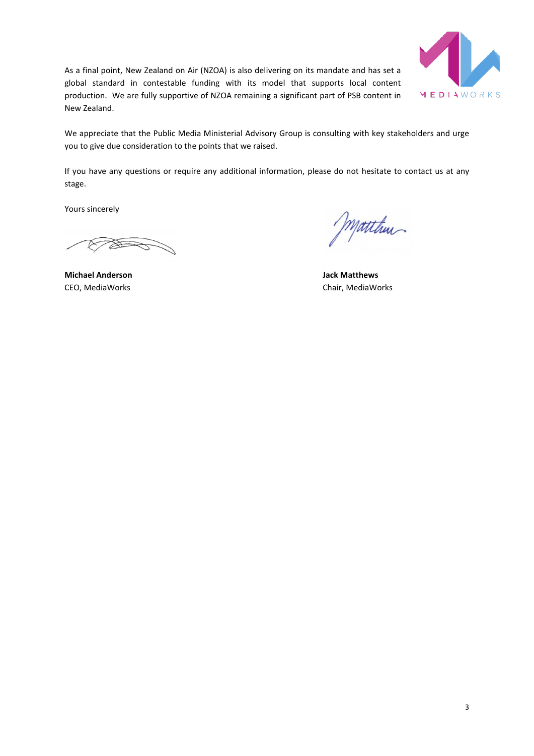As a final point, New Zealand on Air (NZOA) is also delivering on its mandate and has set a global standard in contestable funding with its model that supports local content production. We are fully supportive of NZOA remaining a significant part of PSB content in New Zealand.

We appreciate that the Public Media Ministerial Advisory Group is consulting with key stakeholders and urge you to give due consideration to the points that we raised.

If you have any questions or require any additional information, please do not hesitate to contact us at any stage.

Yours sincerely

**Michael Anderson**
CEO, MediaWorks

**Jack Matthews**
Chair, MediaWorks